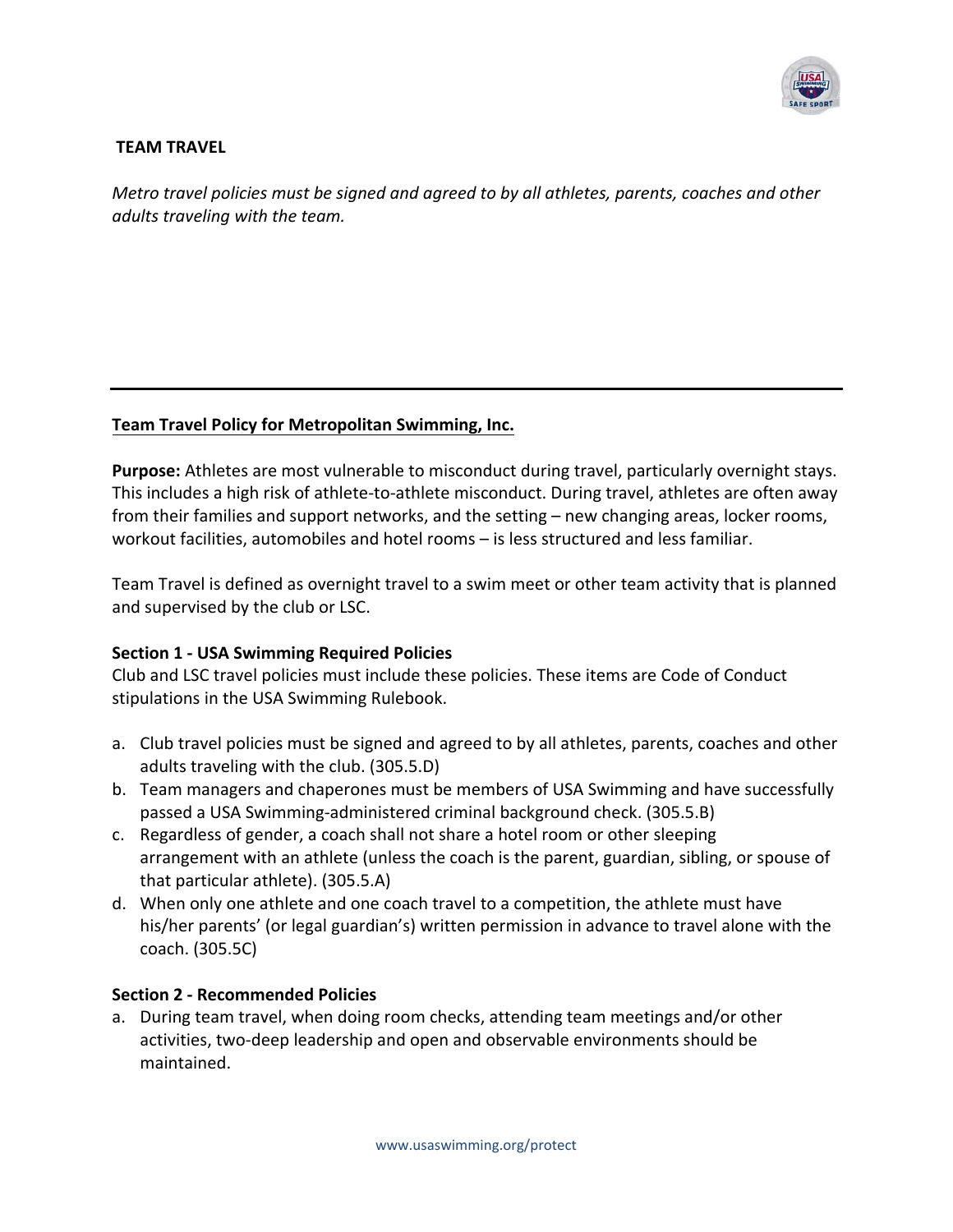**TEAM TRAVEL**

*Metro travel policies must be signed and agreed to by all athletes, parents, coaches and other adults traveling with the team.*

---

**Team Travel Policy for Metropolitan Swimming, Inc.**

**Purpose:** Athletes are most vulnerable to misconduct during travel, particularly overnight stays. This includes a high risk of athlete-to-athlete misconduct. During travel, athletes are often away from their families and support networks, and the setting – new changing areas, locker rooms, workout facilities, automobiles and hotel rooms – is less structured and less familiar.

Team Travel is defined as overnight travel to a swim meet or other team activity that is planned and supervised by the club or LSC.

**Section 1 - USA Swimming Required Policies**

Club and LSC travel policies must include these policies. These items are Code of Conduct stipulations in the USA Swimming Rulebook.

a. Club travel policies must be signed and agreed to by all athletes, parents, coaches and other adults traveling with the club. (305.5.D)
b. Team managers and chaperones must be members of USA Swimming and have successfully passed a USA Swimming-administered criminal background check. (305.5.B)
c. Regardless of gender, a coach shall not share a hotel room or other sleeping arrangement with an athlete (unless the coach is the parent, guardian, sibling, or spouse of that particular athlete). (305.5.A)
d. When only one athlete and one coach travel to a competition, the athlete must have his/her parents' (or legal guardian's) written permission in advance to travel alone with the coach. (305.5C)

**Section 2 - Recommended Policies**

a. During team travel, when doing room checks, attending team meetings and/or other activities, two-deep leadership and open and observable environments should be maintained.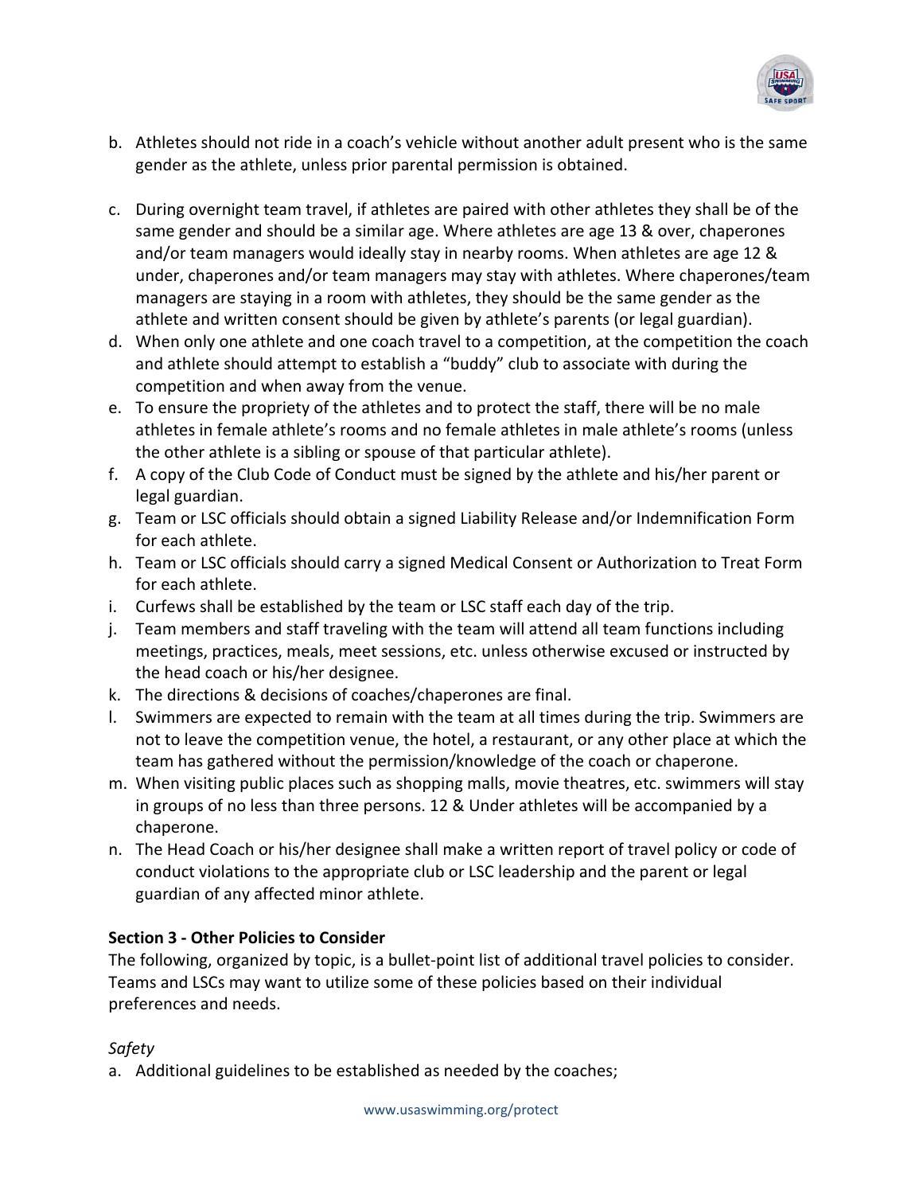b. Athletes should not ride in a coach's vehicle without another adult present who is the same gender as the athlete, unless prior parental permission is obtained.

c. During overnight team travel, if athletes are paired with other athletes they shall be of the same gender and should be a similar age. Where athletes are age 13 & over, chaperones and/or team managers would ideally stay in nearby rooms. When athletes are age 12 & under, chaperones and/or team managers may stay with athletes. Where chaperones/team managers are staying in a room with athletes, they should be the same gender as the athlete and written consent should be given by athlete's parents (or legal guardian).

d. When only one athlete and one coach travel to a competition, at the competition the coach and athlete should attempt to establish a "buddy" club to associate with during the competition and when away from the venue.

e. To ensure the propriety of the athletes and to protect the staff, there will be no male athletes in female athlete's rooms and no female athletes in male athlete's rooms (unless the other athlete is a sibling or spouse of that particular athlete).

f. A copy of the Club Code of Conduct must be signed by the athlete and his/her parent or legal guardian.

g. Team or LSC officials should obtain a signed Liability Release and/or Indemnification Form for each athlete.

h. Team or LSC officials should carry a signed Medical Consent or Authorization to Treat Form for each athlete.

i. Curfews shall be established by the team or LSC staff each day of the trip.

j. Team members and staff traveling with the team will attend all team functions including meetings, practices, meals, meet sessions, etc. unless otherwise excused or instructed by the head coach or his/her designee.

k. The directions & decisions of coaches/chaperones are final.

l. Swimmers are expected to remain with the team at all times during the trip. Swimmers are not to leave the competition venue, the hotel, a restaurant, or any other place at which the team has gathered without the permission/knowledge of the coach or chaperone.

m. When visiting public places such as shopping malls, movie theatres, etc. swimmers will stay in groups of no less than three persons. 12 & Under athletes will be accompanied by a chaperone.

n. The Head Coach or his/her designee shall make a written report of travel policy or code of conduct violations to the appropriate club or LSC leadership and the parent or legal guardian of any affected minor athlete.

**Section 3 - Other Policies to Consider**

The following, organized by topic, is a bullet-point list of additional travel policies to consider. Teams and LSCs may want to utilize some of these policies based on their individual preferences and needs.

*Safety*

a. Additional guidelines to be established as needed by the coaches;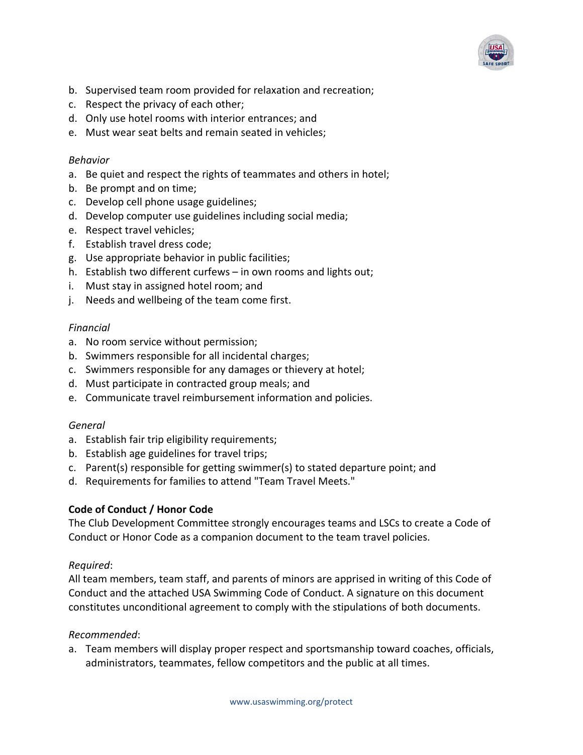b. Supervised team room provided for relaxation and recreation;
c. Respect the privacy of each other;
d. Only use hotel rooms with interior entrances; and
e. Must wear seat belts and remain seated in vehicles;

*Behavior*

a. Be quiet and respect the rights of teammates and others in hotel;
b. Be prompt and on time;
c. Develop cell phone usage guidelines;
d. Develop computer use guidelines including social media;
e. Respect travel vehicles;
f. Establish travel dress code;
g. Use appropriate behavior in public facilities;
h. Establish two different curfews – in own rooms and lights out;
i. Must stay in assigned hotel room; and
j. Needs and wellbeing of the team come first.

*Financial*

a. No room service without permission;
b. Swimmers responsible for all incidental charges;
c. Swimmers responsible for any damages or thievery at hotel;
d. Must participate in contracted group meals; and
e. Communicate travel reimbursement information and policies.

*General*

a. Establish fair trip eligibility requirements;
b. Establish age guidelines for travel trips;
c. Parent(s) responsible for getting swimmer(s) to stated departure point; and
d. Requirements for families to attend "Team Travel Meets."

**Code of Conduct / Honor Code**

The Club Development Committee strongly encourages teams and LSCs to create a Code of Conduct or Honor Code as a companion document to the team travel policies.

*Required*:

All team members, team staff, and parents of minors are apprised in writing of this Code of Conduct and the attached USA Swimming Code of Conduct. A signature on this document constitutes unconditional agreement to comply with the stipulations of both documents.

*Recommended*:

a. Team members will display proper respect and sportsmanship toward coaches, officials, administrators, teammates, fellow competitors and the public at all times.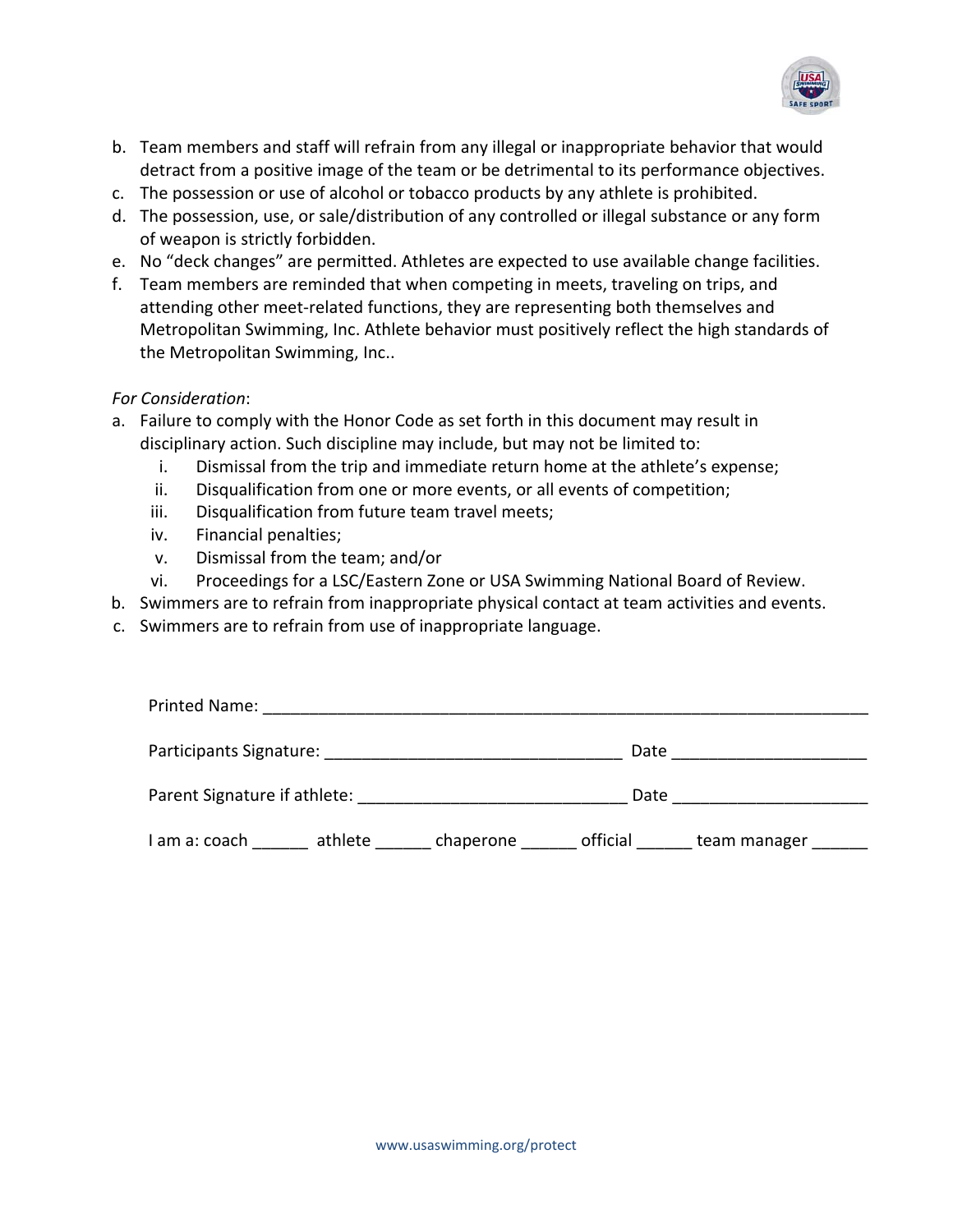b. Team members and staff will refrain from any illegal or inappropriate behavior that would detract from a positive image of the team or be detrimental to its performance objectives.
c. The possession or use of alcohol or tobacco products by any athlete is prohibited.
d. The possession, use, or sale/distribution of any controlled or illegal substance or any form of weapon is strictly forbidden.
e. No “deck changes” are permitted. Athletes are expected to use available change facilities.
f. Team members are reminded that when competing in meets, traveling on trips, and attending other meet-related functions, they are representing both themselves and Metropolitan Swimming, Inc. Athlete behavior must positively reflect the high standards of the Metropolitan Swimming, Inc..

*For Consideration*:

a. Failure to comply with the Honor Code as set forth in this document may result in disciplinary action. Such discipline may include, but may not be limited to:
   i. Dismissal from the trip and immediate return home at the athlete’s expense;
   ii. Disqualification from one or more events, or all events of competition;
   iii. Disqualification from future team travel meets;
   iv. Financial penalties;
   v. Dismissal from the team; and/or
   vi. Proceedings for a LSC/Eastern Zone or USA Swimming National Board of Review.
b. Swimmers are to refrain from inappropriate physical contact at team activities and events.
c. Swimmers are to refrain from use of inappropriate language.

Printed Name: ____________________________________________________________

Participants Signature: ________________________________ Date ____________________

Parent Signature if athlete: ____________________________ Date ____________________

I am a: coach ______ athlete ______ chaperone ______ official ______ team manager ______